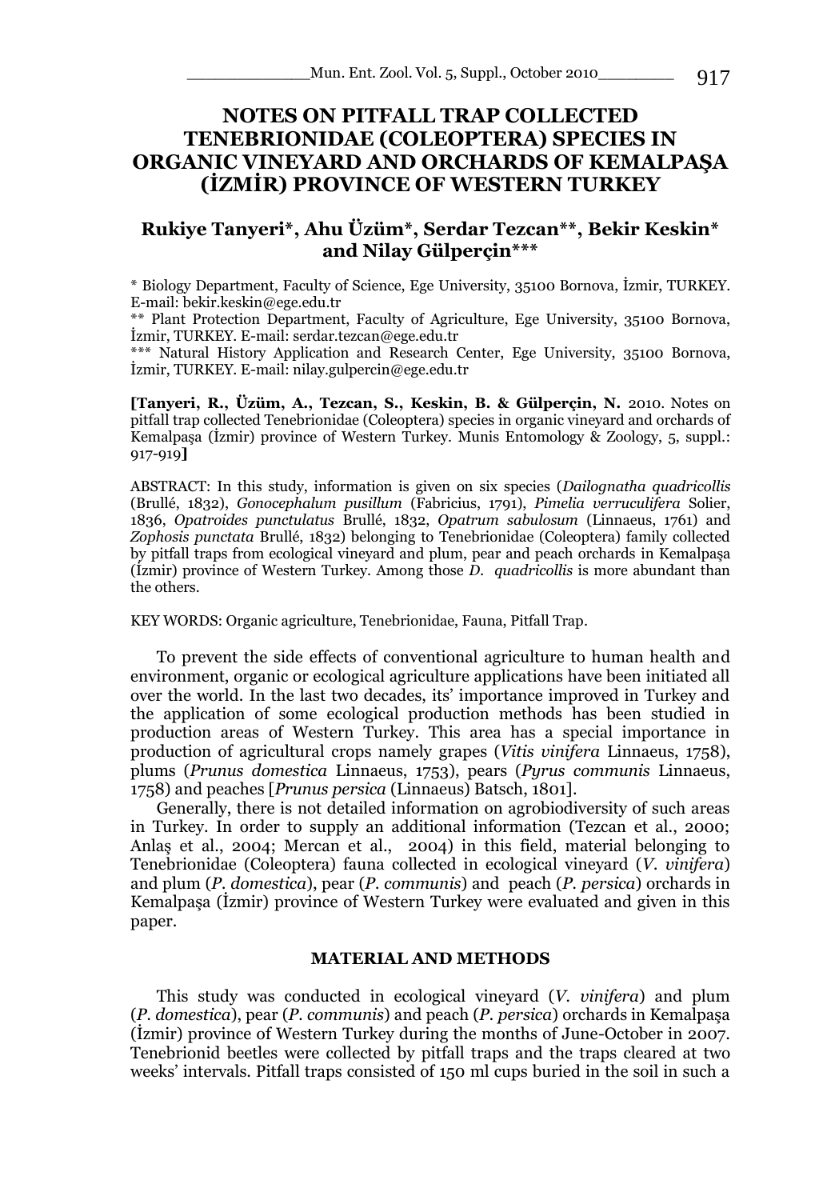# NOTES ON PITFALL TRAP COLLECTED TENEBRIONIDAE (COLEOPTERA) SPECIES IN ORGANIC VINEYARD AND ORCHARDS OF KEMALPAŞA (İZMİR) PROVINCE OF WESTERN TURKEY

**Rukiye Tanyeri\*, Ahu Üzüm\*, Serdar Tezcan\*\*, Bekir Keskin\* and Nilay Gülperçin\*\*\***

\* Biology Department, Faculty of Science, Ege University, 35100 Bornova, İzmir, TURKEY. E-mail: bekir.keskin@ege.edu.tr

\*\* Plant Protection Department, Faculty of Agriculture, Ege University, 35100 Bornova, İzmir, TURKEY. E-mail: serdar.tezcan@ege.edu.tr

\*\*\* Natural History Application and Research Center, Ege University, 35100 Bornova, İzmir, TURKEY. E-mail: nilay.gulpercin@ege.edu.tr

**[Tanyeri, R., Üzüm, A., Tezcan, S., Keskin, B. & Gülperçin, N.** 2010. Notes on pitfall trap collected Tenebrionidae (Coleoptera) species in organic vineyard and orchards of Kemalpaşa (İzmir) province of Western Turkey. Munis Entomology & Zoology, 5, suppl.: 917-919**]**

ABSTRACT: In this study, information is given on six species (*Dailognatha quadricollis* (Brullé, 1832), *Gonocephalum pusillum* (Fabricius, 1791), *Pimelia verruculifera* Solier, 1836, *Opatroides punctulatus* Brullé, 1832, *Opatrum sabulosum* (Linnaeus, 1761) and *Zophosis punctata* Brullé, 1832) belonging to Tenebrionidae (Coleoptera) family collected by pitfall traps from ecological vineyard and plum, pear and peach orchards in Kemalpaşa (İzmir) province of Western Turkey. Among those *D. quadricollis* is more abundant than the others.

KEY WORDS: Organic agriculture, Tenebrionidae, Fauna, Pitfall Trap.

To prevent the side effects of conventional agriculture to human health and environment, organic or ecological agriculture applications have been initiated all over the world. In the last two decades, its' importance improved in Turkey and the application of some ecological production methods has been studied in production areas of Western Turkey. This area has a special importance in production of agricultural crops namely grapes (*Vitis vinifera* Linnaeus, 1758), plums (*Prunus domestica* Linnaeus, 1753), pears (*Pyrus communis* Linnaeus, 1758) and peaches [*Prunus persica* (Linnaeus) Batsch, 1801].

Generally, there is not detailed information on agrobiodiversity of such areas in Turkey. In order to supply an additional information (Tezcan et al., 2000; Anlaş et al., 2004; Mercan et al., 2004) in this field, material belonging to Tenebrionidae (Coleoptera) fauna collected in ecological vineyard (*V. vinifera*) and plum (*P. domestica*), pear (*P. communis*) and peach (*P. persica*) orchards in Kemalpaşa (İzmir) province of Western Turkey were evaluated and given in this paper.

## MATERIAL AND METHODS

This study was conducted in ecological vineyard (*V. vinifera*) and plum (*P. domestica*), pear (*P. communis*) and peach (*P. persica*) orchards in Kemalpaşa (İzmir) province of Western Turkey during the months of June-October in 2007. Tenebrionid beetles were collected by pitfall traps and the traps cleared at two weeks' intervals. Pitfall traps consisted of 150 ml cups buried in the soil in such a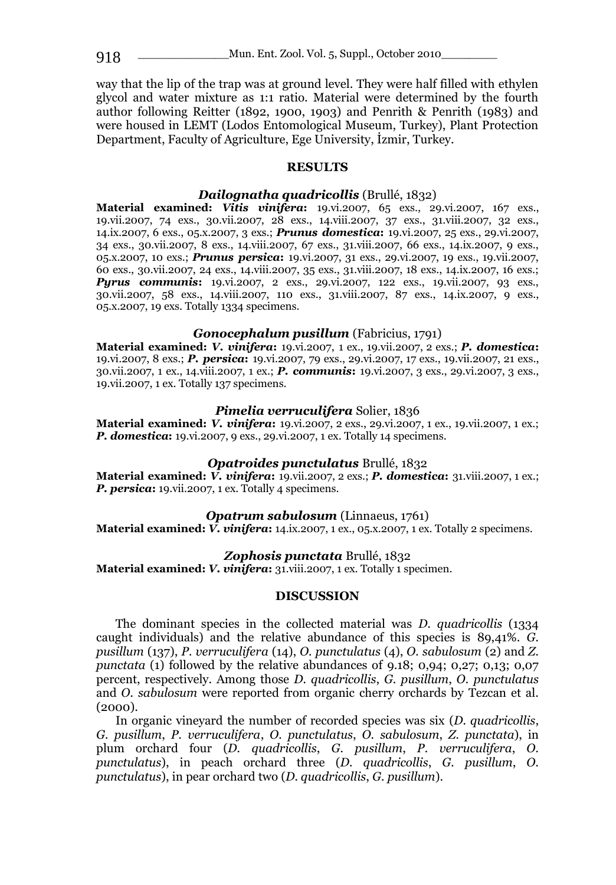way that the lip of the trap was at ground level. They were half filled with ethylen glycol and water mixture as 1:1 ratio. Material were determined by the fourth author following Reitter (1892, 1900, 1903) and Penrith & Penrith (1983) and were housed in LEMT (Lodos Entomological Museum, Turkey), Plant Protection Department, Faculty of Agriculture, Ege University, İzmir, Turkey.

## RESULTS

### *Dailognatha quadricollis* (Brullé, 1832)

**Material examined:** ***Vitis vinifera*:** 19.vi.2007, 65 exs., 29.vi.2007, 167 exs., 19.vii.2007, 74 exs., 30.vii.2007, 28 exs., 14.viii.2007, 37 exs., 31.viii.2007, 32 exs., 14.ix.2007, 6 exs., 05.x.2007, 3 exs.; ***Prunus domestica*:** 19.vi.2007, 25 exs., 29.vi.2007, 34 exs., 30.vii.2007, 8 exs., 14.viii.2007, 67 exs., 31.viii.2007, 66 exs., 14.ix.2007, 9 exs., 05.x.2007, 10 exs.; ***Prunus persica*:** 19.vi.2007, 31 exs., 29.vi.2007, 19 exs., 19.vii.2007, 60 exs., 30.vii.2007, 24 exs., 14.viii.2007, 35 exs., 31.viii.2007, 18 exs., 14.ix.2007, 16 exs.; ***Pyrus communis*:** 19.vi.2007, 2 exs., 29.vi.2007, 122 exs., 19.vii.2007, 93 exs., 30.vii.2007, 58 exs., 14.viii.2007, 110 exs., 31.viii.2007, 87 exs., 14.ix.2007, 9 exs., 05.x.2007, 19 exs. Totally 1334 specimens.

### *Gonocephalum pusillum* (Fabricius, 1791)

**Material examined:** ***V. vinifera*:** 19.vi.2007, 1 ex., 19.vii.2007, 2 exs.; ***P. domestica*:** 19.vi.2007, 8 exs.; ***P. persica*:** 19.vi.2007, 79 exs., 29.vi.2007, 17 exs., 19.vii.2007, 21 exs., 30.vii.2007, 1 ex., 14.viii.2007, 1 ex.; ***P. communis*:** 19.vi.2007, 3 exs., 29.vi.2007, 3 exs., 19.vii.2007, 1 ex. Totally 137 specimens.

### *Pimelia verruculifera* Solier, 1836

**Material examined:** ***V. vinifera*:** 19.vi.2007, 2 exs., 29.vi.2007, 1 ex., 19.vii.2007, 1 ex.; ***P. domestica*:** 19.vi.2007, 9 exs., 29.vi.2007, 1 ex. Totally 14 specimens.

### *Opatroides punctulatus* Brullé, 1832

**Material examined:** ***V. vinifera*:** 19.vii.2007, 2 exs.; ***P. domestica*:** 31.viii.2007, 1 ex.; ***P. persica*:** 19.vii.2007, 1 ex. Totally 4 specimens.

### *Opatrum sabulosum* (Linnaeus, 1761)

**Material examined:** ***V. vinifera*:** 14.ix.2007, 1 ex., 05.x.2007, 1 ex. Totally 2 specimens.

### *Zophosis punctata* Brullé, 1832

**Material examined:** ***V. vinifera*:** 31.viii.2007, 1 ex. Totally 1 specimen.

## DISCUSSION

The dominant species in the collected material was *D. quadricollis* (1334 caught individuals) and the relative abundance of this species is 89,41%. *G. pusillum* (137), *P. verruculifera* (14), *O. punctulatus* (4), *O. sabulosum* (2) and *Z. punctata* (1) followed by the relative abundances of 9.18; 0,94; 0,27; 0,13; 0,07 percent, respectively. Among those *D. quadricollis*, *G. pusillum*, *O. punctulatus* and *O. sabulosum* were reported from organic cherry orchards by Tezcan et al. (2000).

In organic vineyard the number of recorded species was six (*D. quadricollis*, *G. pusillum*, *P. verruculifera*, *O. punctulatus*, *O. sabulosum*, *Z. punctata*), in plum orchard four (*D. quadricollis*, *G. pusillum*, *P. verruculifera*, *O. punctulatus*), in peach orchard three (*D. quadricollis*, *G. pusillum*, *O. punctulatus*), in pear orchard two (*D. quadricollis*, *G. pusillum*).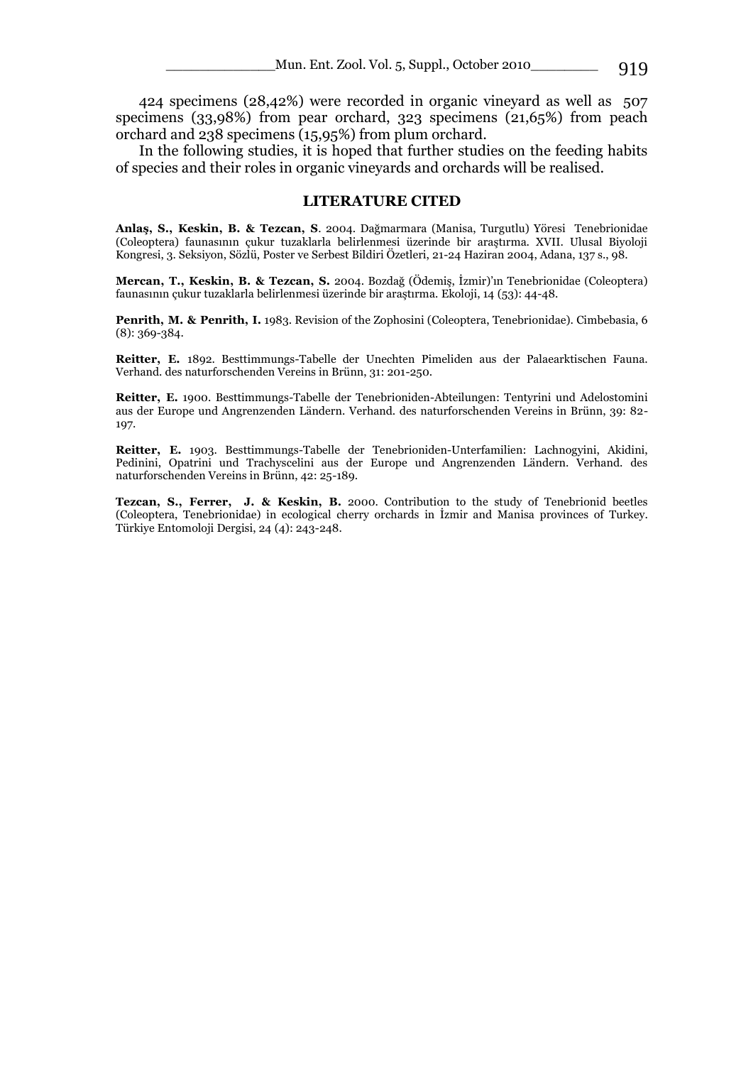424 specimens (28,42%) were recorded in organic vineyard as well as 507 specimens (33,98%) from pear orchard, 323 specimens (21,65%) from peach orchard and 238 specimens (15,95%) from plum orchard.

In the following studies, it is hoped that further studies on the feeding habits of species and their roles in organic vineyards and orchards will be realised.

## LITERATURE CITED

**Anlaş, S., Keskin, B. & Tezcan, S**. 2004. Dağmarmara (Manisa, Turgutlu) Yöresi Tenebrionidae (Coleoptera) faunasının çukur tuzaklarla belirlenmesi üzerinde bir araştırma. XVII. Ulusal Biyoloji Kongresi, 3. Seksiyon, Sözlü, Poster ve Serbest Bildiri Özetleri, 21-24 Haziran 2004, Adana, 137 s., 98.

**Mercan, T., Keskin, B. & Tezcan, S.** 2004. Bozdağ (Ödemiş, İzmir)'ın Tenebrionidae (Coleoptera) faunasının çukur tuzaklarla belirlenmesi üzerinde bir araştırma. Ekoloji, 14 (53): 44-48.

**Penrith, M. & Penrith, I.** 1983. Revision of the Zophosini (Coleoptera, Tenebrionidae). Cimbebasia, 6 (8): 369-384.

**Reitter, E.** 1892. Besttimmungs-Tabelle der Unechten Pimeliden aus der Palaearktischen Fauna. Verhand. des naturforschenden Vereins in Brünn, 31: 201-250.

**Reitter, E.** 1900. Besttimmungs-Tabelle der Tenebrioniden-Abteilungen: Tentyrini und Adelostomini aus der Europe und Angrenzenden Ländern. Verhand. des naturforschenden Vereins in Brünn, 39: 82-197.

**Reitter, E.** 1903. Besttimmungs-Tabelle der Tenebrioniden-Unterfamilien: Lachnogyini, Akidini, Pedinini, Opatrini und Trachyscelini aus der Europe und Angrenzenden Ländern. Verhand. des naturforschenden Vereins in Brünn, 42: 25-189.

**Tezcan, S., Ferrer, J. & Keskin, B.** 2000. Contribution to the study of Tenebrionid beetles (Coleoptera, Tenebrionidae) in ecological cherry orchards in İzmir and Manisa provinces of Turkey. Türkiye Entomoloji Dergisi, 24 (4): 243-248.